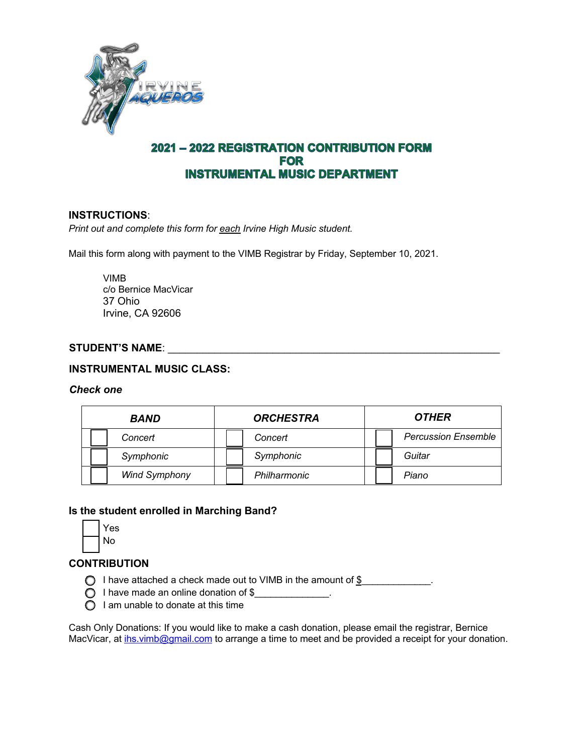# 2021 – 2022 REGISTRATION CONTRIBUTION FORM FOR INSTRUMENTAL MUSIC DEPARTMENT

**INSTRUCTIONS**:

*Print out and complete this form for each Irvine High Music student.*

Mail this form along with payment to the VIMB Registrar by Friday, September 10, 2021.

VIMB
c/o Bernice MacVicar
37 Ohio
Irvine, CA 92606

**STUDENT'S NAME**: ____________________________________________________________

**INSTRUMENTAL MUSIC CLASS:**

***Check one***

| | ***BAND*** | | ***ORCHESTRA*** | | ***OTHER*** |
|---|---|---|---|---|---|
| ☐ | *Concert* | ☐ | *Concert* | ☐ | *Percussion Ensemble* |
| ☐ | *Symphonic* | ☐ | *Symphonic* | ☐ | *Guitar* |
| ☐ | *Wind Symphony* | ☐ | *Philharmonic* | ☐ | *Piano* |

**Is the student enrolled in Marching Band?**

☐ Yes
☐ No

**CONTRIBUTION**

- ○ I have attached a check made out to VIMB in the amount of $_____________.
- ○ I have made an online donation of $______________.
- ○ I am unable to donate at this time

Cash Only Donations: If you would like to make a cash donation, please email the registrar, Bernice MacVicar, at ihs.vimb@gmail.com to arrange a time to meet and be provided a receipt for your donation.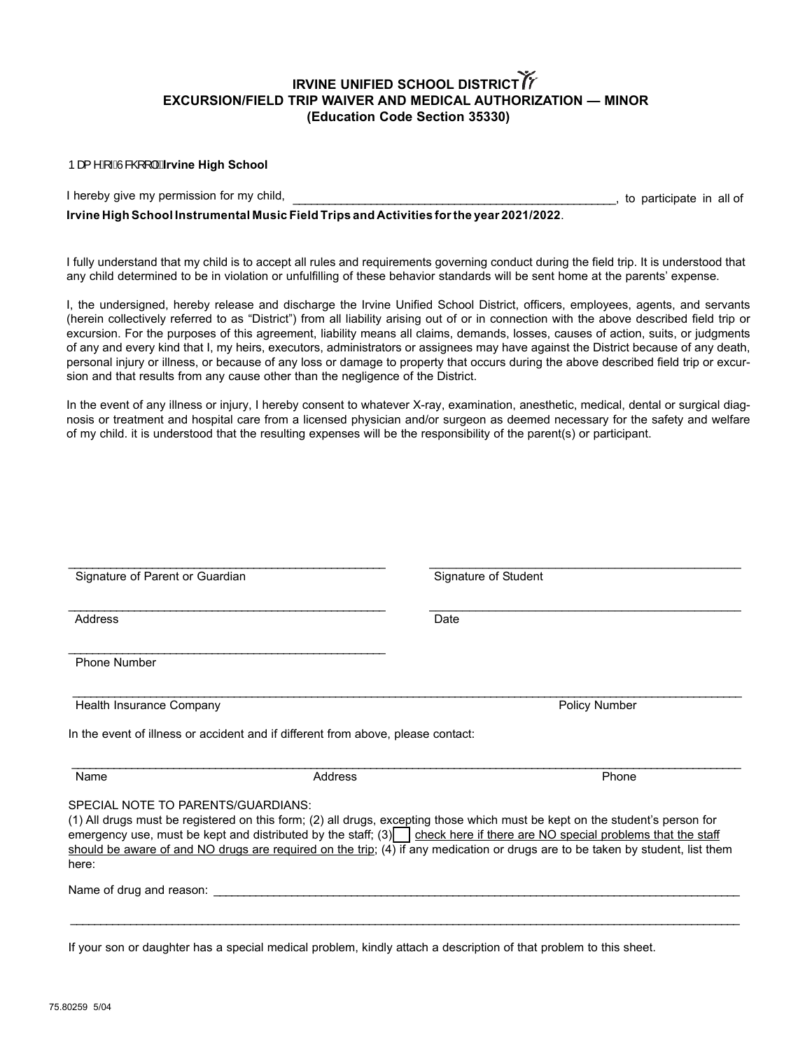# IRVINE UNIFIED SCHOOL DISTRICT
## EXCURSION/FIELD TRIP WAIVER AND MEDICAL AUTHORIZATION — MINOR
### (Education Code Section 35330)

Name of School: **Irvine High School**

I hereby give my permission for my child, ___________________________________________________, to participate in all of **Irvine High School Instrumental Music Field Trips and Activities for the year 2021/2022**.

I fully understand that my child is to accept all rules and requirements governing conduct during the field trip. It is understood that any child determined to be in violation or unfulfilling of these behavior standards will be sent home at the parents' expense.

I, the undersigned, hereby release and discharge the Irvine Unified School District, officers, employees, agents, and servants (herein collectively referred to as "District") from all liability arising out of or in connection with the above described field trip or excursion. For the purposes of this agreement, liability means all claims, demands, losses, causes of action, suits, or judgments of any and every kind that I, my heirs, executors, administrators or assignees may have against the District because of any death, personal injury or illness, or because of any loss or damage to property that occurs during the above described field trip or excursion and that results from any cause other than the negligence of the District.

In the event of any illness or injury, I hereby consent to whatever X-ray, examination, anesthetic, medical, dental or surgical diagnosis or treatment and hospital care from a licensed physician and/or surgeon as deemed necessary for the safety and welfare of my child. it is understood that the resulting expenses will be the responsibility of the parent(s) or participant.

_______________________________________ Signature of Parent or Guardian

_______________________________________ Signature of Student

_______________________________________ Address

_______________________________________ Date

_______________________________________ Phone Number

_______________________________________ Health Insurance Company ______________ Policy Number

In the event of illness or accident and if different from above, please contact:

_______________________________________ Name ______________ Address ______________ Phone

SPECIAL NOTE TO PARENTS/GUARDIANS:
(1) All drugs must be registered on this form; (2) all drugs, excepting those which must be kept on the student's person for emergency use, must be kept and distributed by the staff; (3) ☐ check here if there are NO special problems that the staff should be aware of and NO drugs are required on the trip; (4) if any medication or drugs are to be taken by student, list them here:

Name of drug and reason: ___________________________________________________________________________

___________________________________________________________________________

If your son or daughter has a special medical problem, kindly attach a description of that problem to this sheet.

75.80259 5/04